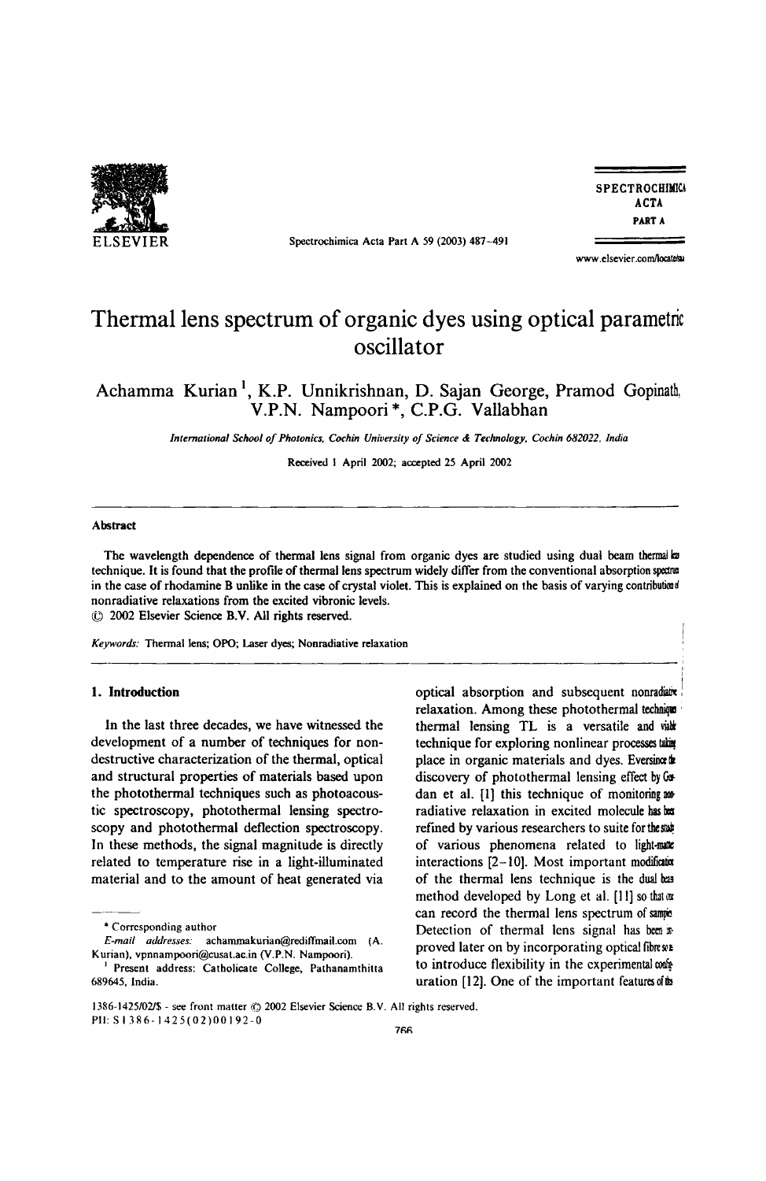# Thermal lens spectrum of organic dyes using optical parametric oscillator

Achamma Kurian [1], K.P. Unnikrishnan, D. Sajan George, Pramod Gopinath, V.P.N. Nampoori *, C.P.G. Vallabhan

*International School of Photonics, Cochin University of Science & Technology, Cochin 682022, India*

Received 1 April 2002; accepted 25 April 2002

## Abstract

The wavelength dependence of thermal lens signal from organic dyes are studied using dual beam thermal lens technique. It is found that the profile of thermal lens spectrum widely differ from the conventional absorption spectrum in the case of rhodamine B unlike in the case of crystal violet. This is explained on the basis of varying contribution of nonradiative relaxations from the excited vibronic levels.

© 2002 Elsevier Science B.V. All rights reserved.

*Keywords:* Thermal lens; OPO; Laser dyes; Nonradiative relaxation

## 1. Introduction

In the last three decades, we have witnessed the development of a number of techniques for non-destructive characterization of the thermal, optical and structural properties of materials based upon the photothermal techniques such as photoacoustic spectroscopy, photothermal lensing spectroscopy and photothermal deflection spectroscopy. In these methods, the signal magnitude is directly related to temperature rise in a light-illuminated material and to the amount of heat generated via optical absorption and subsequent nonradiative relaxation. Among these photothermal techniques thermal lensing TL is a versatile and viable technique for exploring nonlinear processes taking place in organic materials and dyes. Ever since the discovery of photothermal lensing effect by Gordan et al. [1] this technique of monitoring nonradiative relaxation in excited molecule has been refined by various researchers to suite for the study of various phenomena related to light-matter interactions [2–10]. Most important modification of the thermal lens technique is the dual beam method developed by Long et al. [11] so that one can record the thermal lens spectrum of sample. Detection of thermal lens signal has been improved later on by incorporating optical fibres so as to introduce flexibility in the experimental configuration [12]. One of the important features of the

---

* Corresponding author

*E-mail addresses:* achammakurian@rediffmail.com (A. Kurian), vpnnampoori@cusat.ac.in (V.P.N. Nampoori).

[1] Present address: Catholicate College, Pathanamthitta 689645, India.

1386-1425/02/$ - see front matter © 2002 Elsevier Science B.V. All rights reserved.
PII: S1386-1425(02)00192-0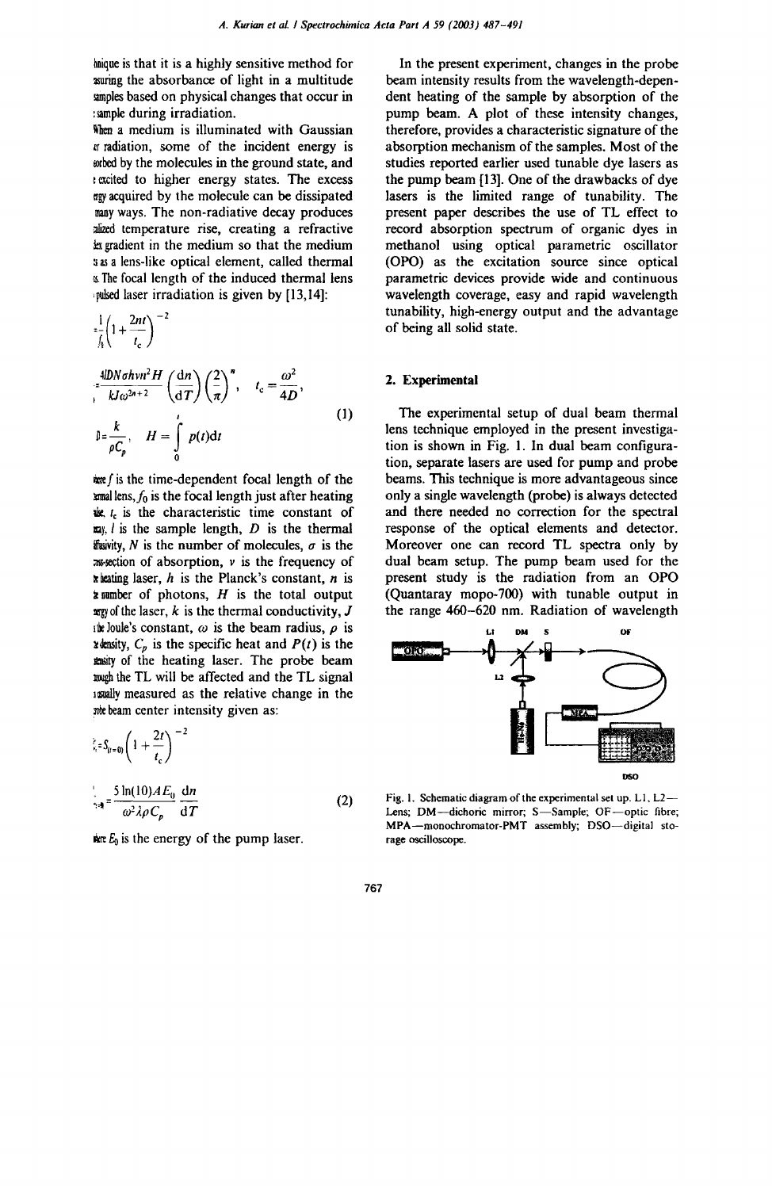technique is that it is a highly sensitive method for measuring the absorbance of light in a multitude of samples based on physical changes that occur in the sample during irradiation.

When a medium is illuminated with Gaussian laser radiation, some of the incident energy is absorbed by the molecules in the ground state, and are excited to higher energy states. The excess energy acquired by the molecule can be dissipated in many ways. The non-radiative decay produces localized temperature rise, creating a refractive index gradient in the medium so that the medium acts as a lens-like optical element, called thermal lens. The focal length of the induced thermal lens by pulsed laser irradiation is given by [13,14]:

$$\frac{1}{f} = \frac{1}{f_0}\left(1 + \frac{2nt}{t_c}\right)^{-2}$$

$$\frac{1}{f_0} = \frac{4lDN\sigma h\nu n^2 H}{kJ\omega^{2n+2}}\left(\frac{dn}{dT}\right)\left(\frac{2}{\pi}\right)^n, \quad t_c = \frac{\omega^2}{4D},$$

$$D = \frac{k}{\rho C_p}, \quad H = \int_0^t p(t)dt \tag{1}$$

where $f$ is the time-dependent focal length of the thermal lens, $f_0$ is the focal length just after heating pulse, $t_c$ is the characteristic time constant of decay, $l$ is the sample length, $D$ is the thermal diffusivity, $N$ is the number of molecules, $\sigma$ is the cross-section of absorption, $\nu$ is the frequency of the heating laser, $h$ is the Planck's constant, $n$ is the number of photons, $H$ is the total output energy of the laser, $k$ is the thermal conductivity, $J$ is the Joule's constant, $\omega$ is the beam radius, $\rho$ is the density, $C_p$ is the specific heat and $P(t)$ is the intensity of the heating laser. The probe beam through the TL will be affected and the TL signal is usually measured as the relative change in the probe beam center intensity given as:

$$S_t = S_{(t=0)}\left(1 + \frac{2t}{t_c}\right)^{-2}$$

$$S_{(t=0)} = \frac{5\ln(10)AE_0}{\omega^2\lambda\rho C_p}\frac{dn}{dT} \tag{2}$$

where $E_0$ is the energy of the pump laser.

In the present experiment, changes in the probe beam intensity results from the wavelength-dependent heating of the sample by absorption of the pump beam. A plot of these intensity changes, therefore, provides a characteristic signature of the absorption mechanism of the samples. Most of the studies reported earlier used tunable dye lasers as the pump beam [13]. One of the drawbacks of dye lasers is the limited range of tunability. The present paper describes the use of TL effect to record absorption spectrum of organic dyes in methanol using optical parametric oscillator (OPO) as the excitation source since optical parametric devices provide wide and continuous wavelength coverage, easy and rapid wavelength tunability, high-energy output and the advantage of being all solid state.

## 2. Experimental

The experimental setup of dual beam thermal lens technique employed in the present investigation is shown in Fig. 1. In dual beam configuration, separate lasers are used for pump and probe beams. This technique is more advantageous since only a single wavelength (probe) is always detected and there needed no correction for the spectral response of the optical elements and detector. Moreover one can record TL spectra only by dual beam setup. The pump beam used for the present study is the radiation from an OPO (Quantaray mopo-700) with tunable output in the range 460–620 nm. Radiation of wavelength

Fig. 1. Schematic diagram of the experimental set up. L1, L2—Lens; DM—dichoric mirror; S—Sample; OF—optic fibre; MPA—monochromator-PMT assembly; DSO—digital storage oscilloscope.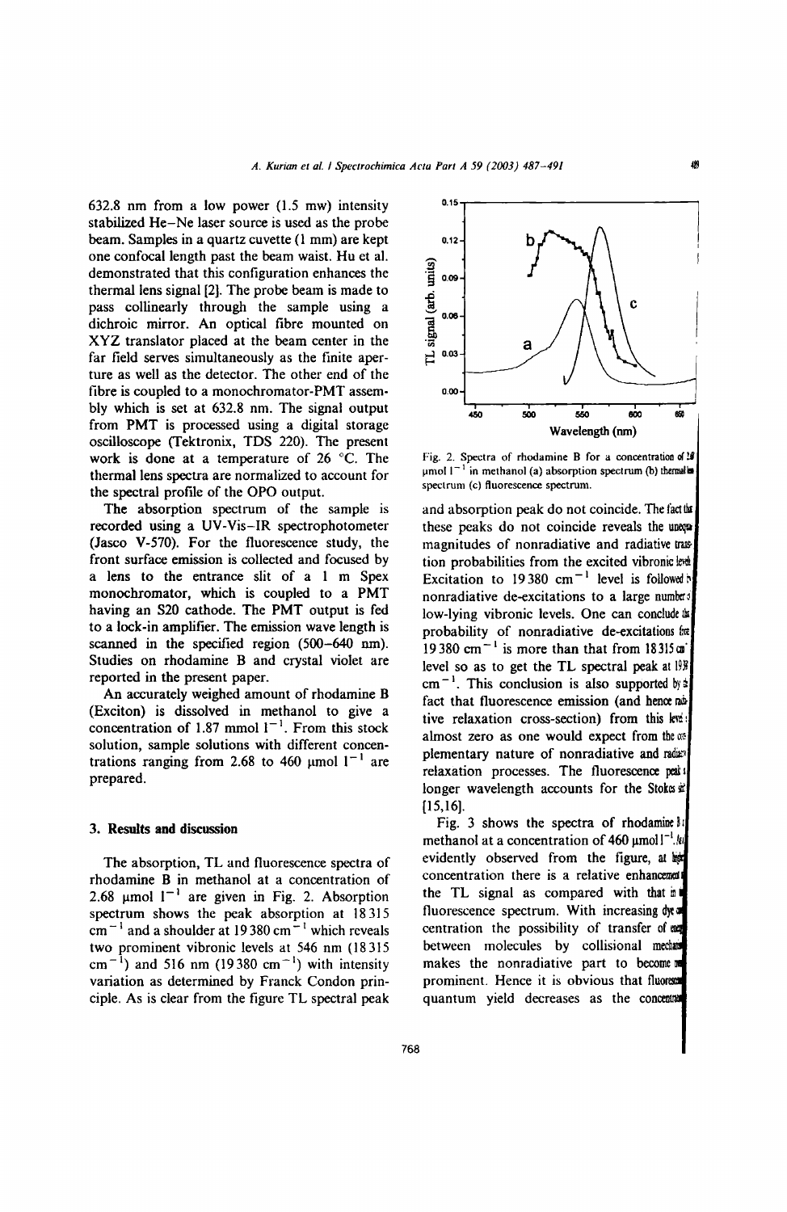632.8 nm from a low power (1.5 mw) intensity stabilized He–Ne laser source is used as the probe beam. Samples in a quartz cuvette (1 mm) are kept one confocal length past the beam waist. Hu et al. demonstrated that this configuration enhances the thermal lens signal [2]. The probe beam is made to pass collinearly through the sample using a dichroic mirror. An optical fibre mounted on XYZ translator placed at the beam center in the far field serves simultaneously as the finite aperture as well as the detector. The other end of the fibre is coupled to a monochromator-PMT assembly which is set at 632.8 nm. The signal output from PMT is processed using a digital storage oscilloscope (Tektronix, TDS 220). The present work is done at a temperature of 26 °C. The thermal lens spectra are normalized to account for the spectral profile of the OPO output.

The absorption spectrum of the sample is recorded using a UV-Vis-IR spectrophotometer (Jasco V-570). For the fluorescence study, the front surface emission is collected and focused by a lens to the entrance slit of a 1 m Spex monochromator, which is coupled to a PMT having an S20 cathode. The PMT output is fed to a lock-in amplifier. The emission wave length is scanned in the specified region (500–640 nm). Studies on rhodamine B and crystal violet are reported in the present paper.

An accurately weighed amount of rhodamine B (Exciton) is dissolved in methanol to give a concentration of 1.87 mmol $l^{-1}$. From this stock solution, sample solutions with different concentrations ranging from 2.68 to 460 μmol $l^{-1}$ are prepared.

## 3. Results and discussion

The absorption, TL and fluorescence spectra of rhodamine B in methanol at a concentration of 2.68 μmol $l^{-1}$ are given in Fig. 2. Absorption spectrum shows the peak absorption at 18 315 $cm^{-1}$ and a shoulder at 19 380 $cm^{-1}$ which reveals two prominent vibronic levels at 546 nm (18 315 $cm^{-1}$) and 516 nm (19 380 $cm^{-1}$) with intensity variation as determined by Franck Condon principle. As is clear from the figure TL spectral peak and absorption peak do not coincide. The fact that these peaks do not coincide reveals the unequal magnitudes of nonradiative and radiative transition probabilities from the excited vibronic levels. Excitation to 19 380 $cm^{-1}$ level is followed by nonradiative de-excitations to a large number of low-lying vibronic levels. One can conclude that probability of nonradiative de-excitations from 19 380 $cm^{-1}$ is more than that from 18 315 $cm^{-1}$ level so as to get the TL spectral peak at 19 380 $cm^{-1}$. This conclusion is also supported by the fact that fluorescence emission (and hence radiative relaxation cross-section) from this level is almost zero as one would expect from the complementary nature of nonradiative and radiative relaxation processes. The fluorescence peak at longer wavelength accounts for the Stokes shift [15,16].

Fig. 2. Spectra of rhodamine B for a concentration of 2.68 μmol $l^{-1}$ in methanol (a) absorption spectrum (b) thermal lens spectrum (c) fluorescence spectrum.

Fig. 3 shows the spectra of rhodamine B in methanol at a concentration of 460 μmol $l^{-1}$. As evidently observed from the figure, at higher concentration there is a relative enhancement in the TL signal as compared with that in the fluorescence spectrum. With increasing dye concentration the possibility of transfer of energy between molecules by collisional mechanism makes the nonradiative part to become more prominent. Hence it is obvious that fluorescence quantum yield decreases as the concentration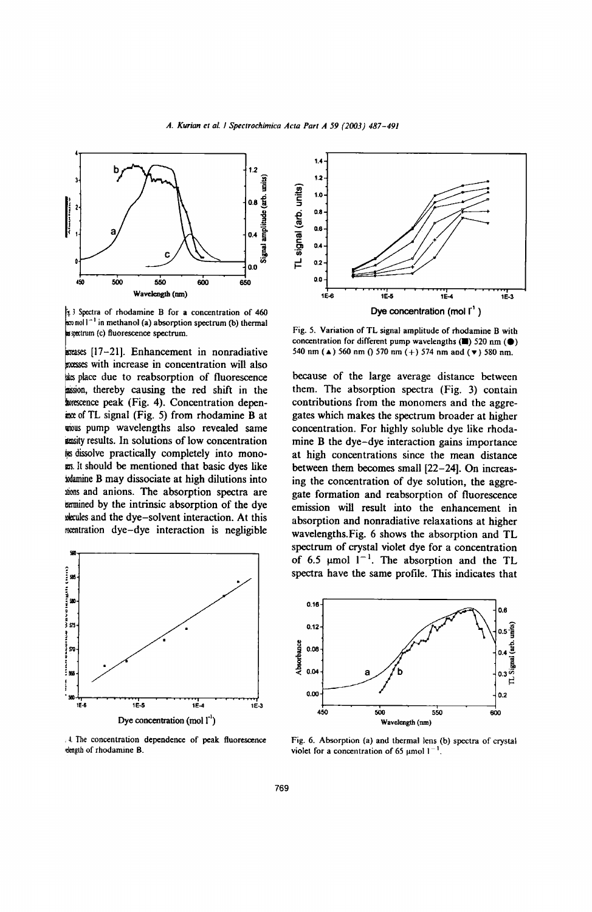Fig. 3 Spectra of rhodamine B for a concentration of 460 μmol $l^{-1}$ in methanol (a) absorption spectrum (b) thermal lens spectrum (c) fluorescence spectrum.

creases [17–21]. Enhancement in nonradiative processes with increase in concentration will also takes place due to reabsorption of fluorescence emission, thereby causing the red shift in the fluorescence peak (Fig. 4). Concentration dependence of TL signal (Fig. 5) from rhodamine B at various pump wavelengths also revealed same intensity results. In solutions of low concentration dyes dissolve practically completely into monomers. It should be mentioned that basic dyes like rhodamine B may dissociate at high dilutions into cations and anions. The absorption spectra are determined by the intrinsic absorption of the dye molecules and the dye–solvent interaction. At this concentration dye–dye interaction is negligible

Fig. 4. The concentration dependence of peak fluorescence wavelength of rhodamine B.

Fig. 5. Variation of TL signal amplitude of rhodamine B with concentration for different pump wavelengths (■) 520 nm (●) 540 nm (▲) 560 nm () 570 nm (+) 574 nm and (▼) 580 nm.

because of the large average distance between them. The absorption spectra (Fig. 3) contain contributions from the monomers and the aggregates which makes the spectrum broader at higher concentration. For highly soluble dye like rhodamine B the dye–dye interaction gains importance at high concentrations since the mean distance between them becomes small [22–24]. On increasing the concentration of dye solution, the aggregate formation and reabsorption of fluorescence emission will result into the enhancement in absorption and nonradiative relaxations at higher wavelengths.Fig. 6 shows the absorption and TL spectrum of crystal violet dye for a concentration of 6.5 μmol $l^{-1}$. The absorption and the TL spectra have the same profile. This indicates that

Fig. 6. Absorption (a) and thermal lens (b) spectra of crystal violet for a concentration of 65 μmol $l^{-1}$.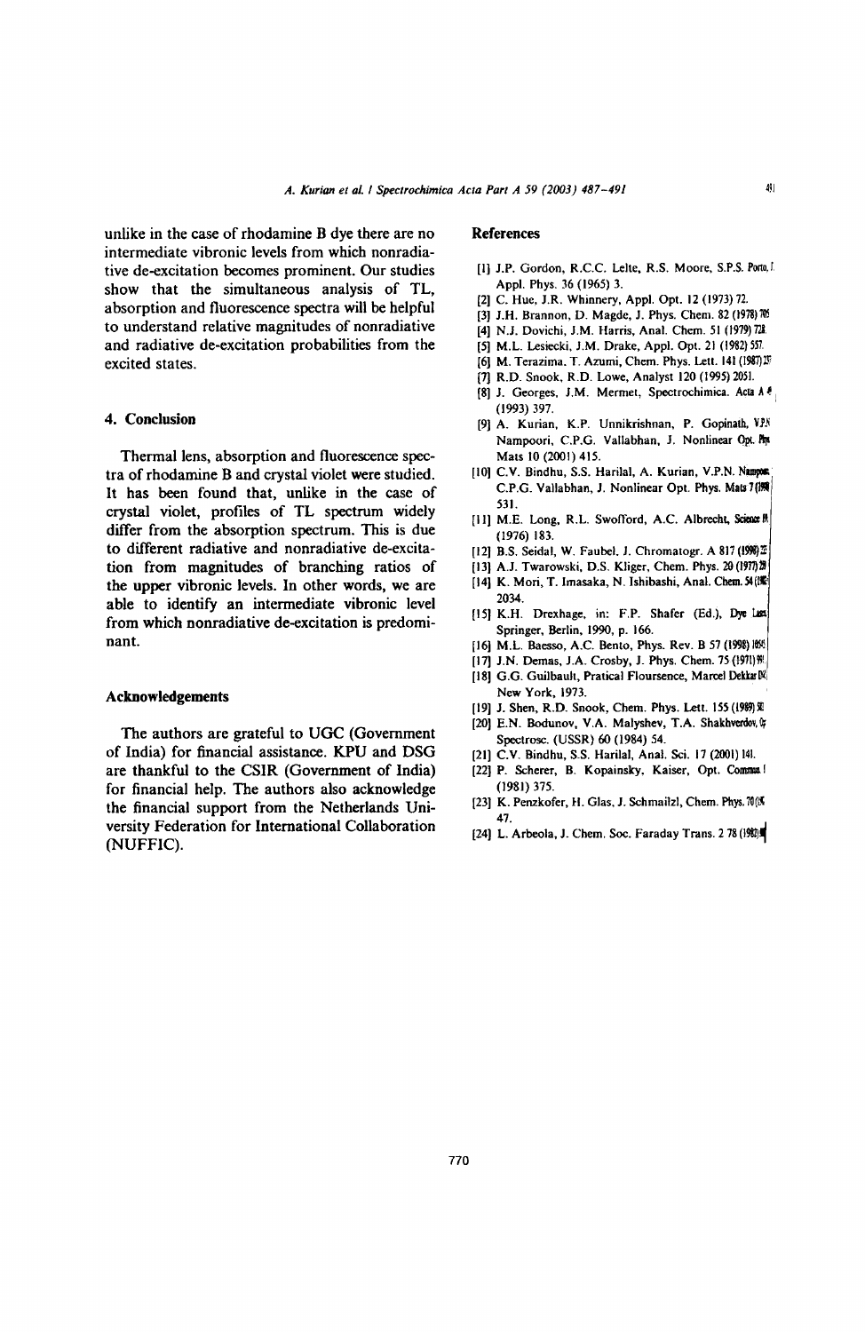unlike in the case of rhodamine B dye there are no intermediate vibronic levels from which nonradiative de-excitation becomes prominent. Our studies show that the simultaneous analysis of TL, absorption and fluorescence spectra will be helpful to understand relative magnitudes of nonradiative and radiative de-excitation probabilities from the excited states.

## 4. Conclusion

Thermal lens, absorption and fluorescence spectra of rhodamine B and crystal violet were studied. It has been found that, unlike in the case of crystal violet, profiles of TL spectrum widely differ from the absorption spectrum. This is due to different radiative and nonradiative de-excitation from magnitudes of branching ratios of the upper vibronic levels. In other words, we are able to identify an intermediate vibronic level from which nonradiative de-excitation is predominant.

## Acknowledgements

The authors are grateful to UGC (Government of India) for financial assistance. KPU and DSG are thankful to the CSIR (Government of India) for financial help. The authors also acknowledge the financial support from the Netherlands University Federation for International Collaboration (NUFFIC).

## References

[1] J.P. Gordon, R.C.C. Lelte, R.S. Moore, S.P.S. Porto, J. Appl. Phys. 36 (1965) 3.

[2] C. Hue, J.R. Whinnery, Appl. Opt. 12 (1973) 72.

[3] J.H. Brannon, D. Magde, J. Phys. Chem. 82 (1978) 705.

[4] N.J. Dovichi, J.M. Harris, Anal. Chem. 51 (1979) 728.

[5] M.L. Lesiecki, J.M. Drake, Appl. Opt. 21 (1982) 557.

[6] M. Terazima, T. Azumi, Chem. Phys. Lett. 141 (1987) 237.

[7] R.D. Snook, R.D. Lowe, Analyst 120 (1995) 2051.

[8] J. Georges, J.M. Mermet, Spectrochimica. Acta A 4 (1993) 397.

[9] A. Kurian, K.P. Unnikrishnan, P. Gopinath, V.P.N. Nampoori, C.P.G. Vallabhan, J. Nonlinear Opt. Phys. Mats 10 (2001) 415.

[10] C.V. Bindhu, S.S. Harilal, A. Kurian, V.P.N. Nampoori, C.P.G. Vallabhan, J. Nonlinear Opt. Phys. Mats 7 (1998) 531.

[11] M.E. Long, R.L. Swofford, A.C. Albrecht, Science 19 (1976) 183.

[12] B.S. Seidal, W. Faubel, J. Chromatogr. A 817 (1998) 22

[13] A.J. Twarowski, D.S. Kliger, Chem. Phys. 20 (1977) 25

[14] K. Mori, T. Imasaka, N. Ishibashi, Anal. Chem. 54 (198 2034.

[15] K.H. Drexhage, in: F.P. Shafer (Ed.), Dye Lasers Springer, Berlin, 1990, p. 166.

[16] M.L. Baesso, A.C. Bento, Phys. Rev. B 57 (1998) 1054

[17] J.N. Demas, J.A. Crosby, J. Phys. Chem. 75 (1971) 991

[18] G.G. Guilbault, Pratical Floursence, Marcel Dekkar Inc, New York, 1973.

[19] J. Shen, R.D. Snook, Chem. Phys. Lett. 155 (1989) 58

[20] E.N. Bodunov, V.A. Malyshev, T.A. Shakhverdov, Opt. Spectrosc. (USSR) 60 (1984) 54.

[21] C.V. Bindhu, S.S. Harilal, Anal. Sci. 17 (2001) 141.

[22] P. Scherer, B. Kopainsky, Kaiser, Opt. Commun. (1981) 375.

[23] K. Penzkofer, H. Glas, J. Schmailzl, Chem. Phys. 70 (19 47.

[24] L. Arbeola, J. Chem. Soc. Faraday Trans. 2 78 (1982)